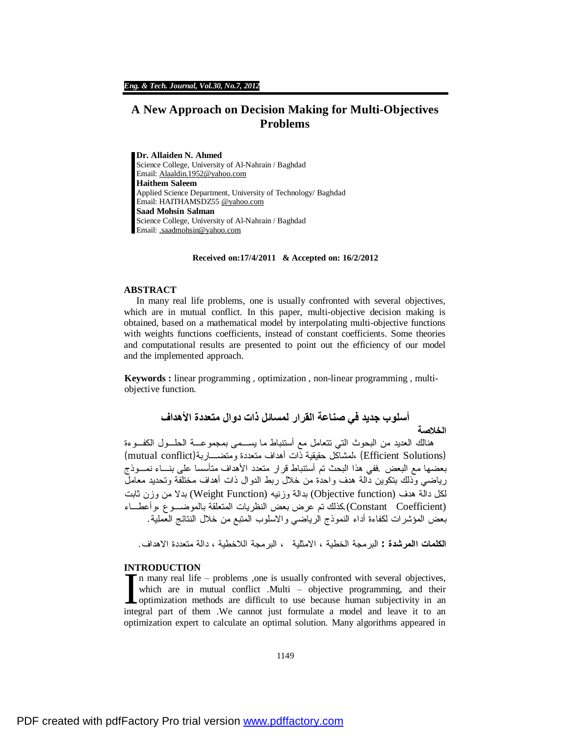# A New Approach on Decision Making for Multi-Objectives Problems

**Dr. Allaiden N. Ahmed**
Science College, University of Al-Nahrain / Baghdad
Email: Alaaldin.1952@yahoo.com

**Haithem Saleem**
Applied Science Department, University of Technology/ Baghdad
Email: HAITHAMSDZ55 @yahoo.com

**Saad Mohsin Salman**
Science College, University of Al-Nahrain / Baghdad
Email: .saadmohsin@yahoo.com

**Received on:17/4/2011 & Accepted on: 16/2/2012**

## ABSTRACT

In many real life problems, one is usually confronted with several objectives, which are in mutual conflict. In this paper, multi-objective decision making is obtained, based on a mathematical model by interpolating multi-objective functions with weights functions coefficients, instead of constant coefficients. Some theories and computational results are presented to point out the efficiency of our model and the implemented approach.

**Keywords :** linear programming , optimization , non-linear programming , multi-objective function.

## أسلوب جديد في صناعة القرار لمسائل ذات دوال متعددة الأهداف

**الخلاصة**

هنالك العديد من البحوث التي تتعامل مع أستنباط ما يسمى بمجموعة الحلول الكفوءة (Efficient Solutions) ،لمشاكل حقيقية ذات أهداف متعددة ومتضاربة(mutual conflict) بعضها مع البعض .ففي هذا البحث تم أستنباط قرار متعدد الأهداف متأسسا على بناء نموذج رياضي وذلك بتكوين دالة هدف واحدة من خلال ربط الدوال ذات أهداف مختلفة وتحديد معامل لكل دالة هدف (Objective function) بدالة وزنيه (Weight Function) بدلا من وزن ثابت (Constant Coefficient).كذلك تم عرض بعض النظريات المتعلقة بالموضوع ،وأعطاء بعض المؤشرات لكفاءة أداء النموذج الرياضي والاسلوب المتبع من خلال النتائج العملية.

**الكلمات المرشدة :** البرمجة الخطية ، الامثلية ، البرمجة اللاخطية ، دالة متعددة الاهداف.

## INTRODUCTION

In many real life – problems ,one is usually confronted with several objectives, which are in mutual conflict .Multi – objective programming, and their optimization methods are difficult to use because human subjectivity in an integral part of them .We cannot just formulate a model and leave it to an optimization expert to calculate an optimal solution. Many algorithms appeared in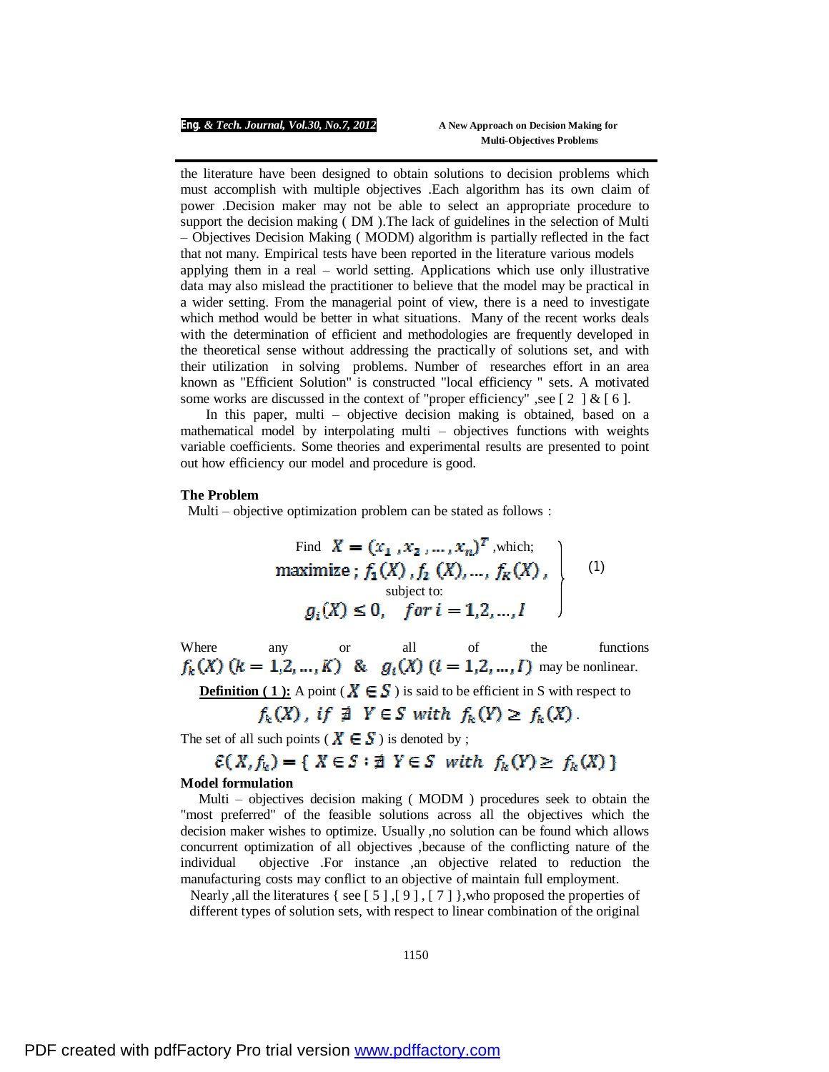the literature have been designed to obtain solutions to decision problems which must accomplish with multiple objectives .Each algorithm has its own claim of power .Decision maker may not be able to select an appropriate procedure to support the decision making ( DM ).The lack of guidelines in the selection of Multi – Objectives Decision Making ( MODM) algorithm is partially reflected in the fact that not many. Empirical tests have been reported in the literature various models applying them in a real – world setting. Applications which use only illustrative data may also mislead the practitioner to believe that the model may be practical in a wider setting. From the managerial point of view, there is a need to investigate which method would be better in what situations. Many of the recent works deals with the determination of efficient and methodologies are frequently developed in the theoretical sense without addressing the practically of solutions set, and with their utilization in solving problems. Number of researches effort in an area known as "Efficient Solution" is constructed "local efficiency " sets. A motivated some works are discussed in the context of "proper efficiency" ,see [ 2 ] & [ 6 ].

In this paper, multi – objective decision making is obtained, based on a mathematical model by interpolating multi – objectives functions with weights variable coefficients. Some theories and experimental results are presented to point out how efficiency our model and procedure is good.

## The Problem

Multi – objective optimization problem can be stated as follows :

$$\left.\begin{array}{c} \text{Find } X = (x_1 , x_2 , \dots , x_n)^T \text{ ,which;} \\ \text{maximize} ;\ f_1(X) , f_2(X), \dots , f_K(X) , \\ \text{subject to:} \\ g_i(X) \leq 0, \quad for\ i = 1,2,\dots,I \end{array}\right\} \qquad (1)$$

Where any or all of the functions $f_k(X)\ (k = 1,2,\dots,K)$ & $g_i(X)\ (i = 1,2,\dots,I)$ may be nonlinear.

**Definition ( 1 ):** A point ( $X \in S$ ) is said to be efficient in S with respect to

$$f_k(X) ,\ if\ \nexists\ \ Y \in S\ with\ \ f_k(Y) \geq f_k(X) .$$

The set of all such points ( $X \in S$ ) is denoted by ;

$$\mathcal{E}( X, f_k) = \{\ X \in S : \nexists\ \ Y \in S\ \ with\ \ f_k(Y) \geq f_k(X)\ \}$$

## Model formulation

Multi – objectives decision making ( MODM ) procedures seek to obtain the "most preferred" of the feasible solutions across all the objectives which the decision maker wishes to optimize. Usually ,no solution can be found which allows concurrent optimization of all objectives ,because of the conflicting nature of the individual objective .For instance ,an objective related to reduction the manufacturing costs may conflict to an objective of maintain full employment.

Nearly ,all the literatures { see [ 5 ] ,[ 9 ] , [ 7 ] },who proposed the properties of different types of solution sets, with respect to linear combination of the original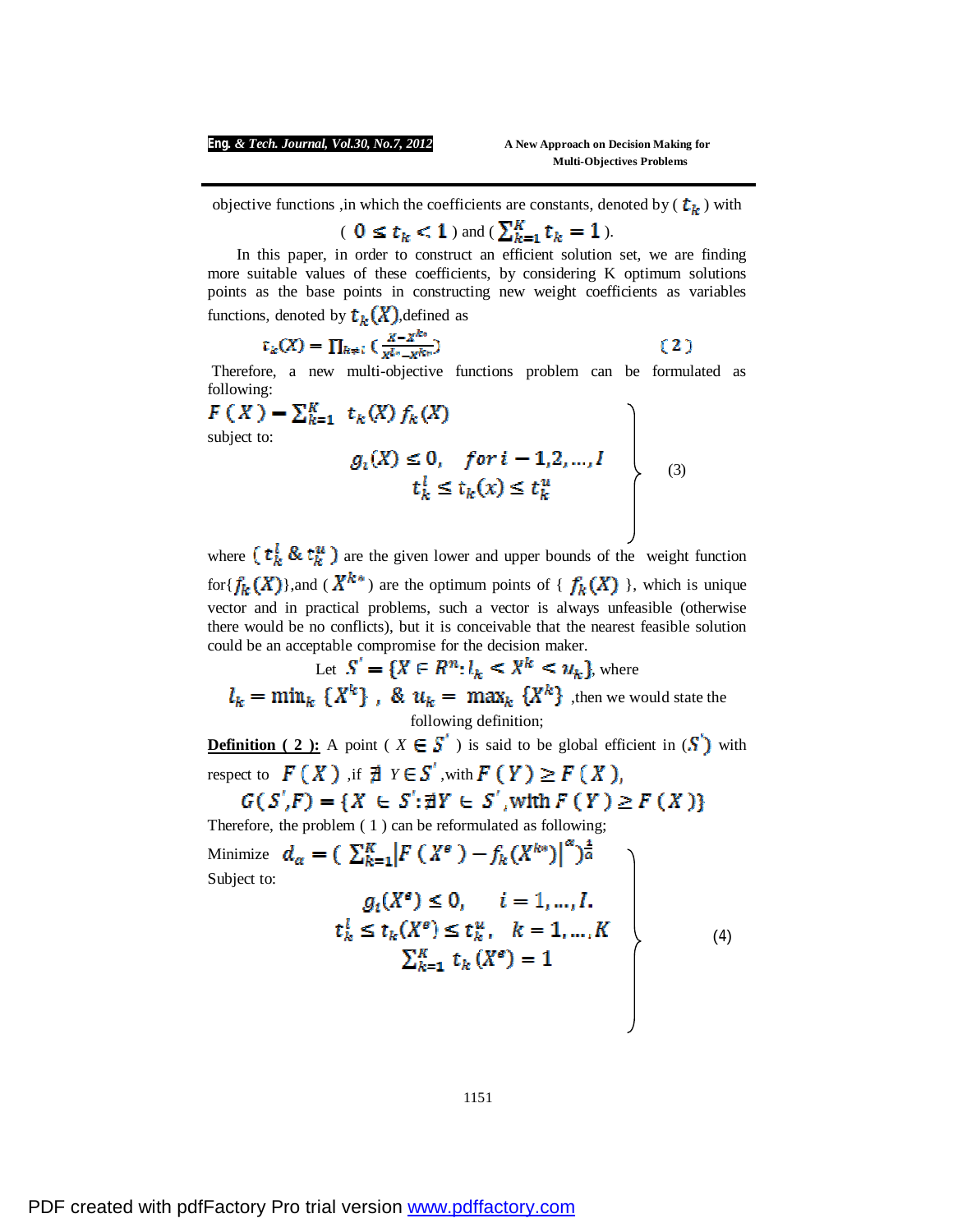objective functions ,in which the coefficients are constants, denoted by ( $t_k$ ) with ( $0 \leq t_k < 1$ ) and ( $\sum_{k=1}^{K} t_k = 1$ ).

In this paper, in order to construct an efficient solution set, we are finding more suitable values of these coefficients, by considering K optimum solutions points as the base points in constructing new weight coefficients as variables functions, denoted by $t_k(X)$,defined as

$$t_k(X) = \prod_{h \neq i} \left( \frac{X - X^{k*}}{X^{i*} - X^{k*}} \right) \qquad (2)$$

Therefore, a new multi-objective functions problem can be formulated as following:

$$
\left.
\begin{array}{l}
F(X) = \sum_{k=1}^{K} t_k(X) f_k(X) \\
\text{subject to:} \\
\qquad g_i(X) \leq 0, \quad for\ i = 1,2,\dots,I \\
\qquad t_k^l \leq t_k(x) \leq t_k^u
\end{array}
\right\} \qquad (3)
$$

where ( $t_k^l$ & $t_k^u$ ) are the given lower and upper bounds of the weight function for{ $f_k(X)$ },and ( $X^{k*}$ ) are the optimum points of { $f_k(X)$ }, which is unique vector and in practical problems, such a vector is always unfeasible (otherwise there would be no conflicts), but it is conceivable that the nearest feasible solution could be an acceptable compromise for the decision maker.

Let $S' = \{X \in R^n : l_k < X^k < u_k\}$, where $l_k = \min_k \{X^k\}$ , & $u_k = \max_k \{X^k\}$ ,then we would state the following definition;

**Definition ( 2 ):** A point ( $X \in S'$ ) is said to be global efficient in ( $S'$ ) with respect to $F(X)$ ,if $\nexists\ Y \in S'$ ,with $F(Y) \geq F(X)$,

$$G(S', F) = \{X \in S' : \nexists Y \in S', \text{with } F(Y) \geq F(X)\}$$

Therefore, the problem ( 1 ) can be reformulated as following;

$$
\left.
\begin{array}{l}
\text{Minimize} \quad d_\alpha = \left( \sum_{k=1}^{K} \left| F(X^e) - f_k(X^{k*}) \right|^\alpha \right)^{\frac{1}{\alpha}} \\
\text{Subject to:} \\
\qquad g_i(X^e) \leq 0, \qquad i = 1,\dots,I. \\
\qquad t_k^l \leq t_k(X^e) \leq t_k^u, \quad k = 1,\dots,K \\
\qquad \sum_{k=1}^{K} t_k(X^e) = 1
\end{array}
\right\} \qquad (4)
$$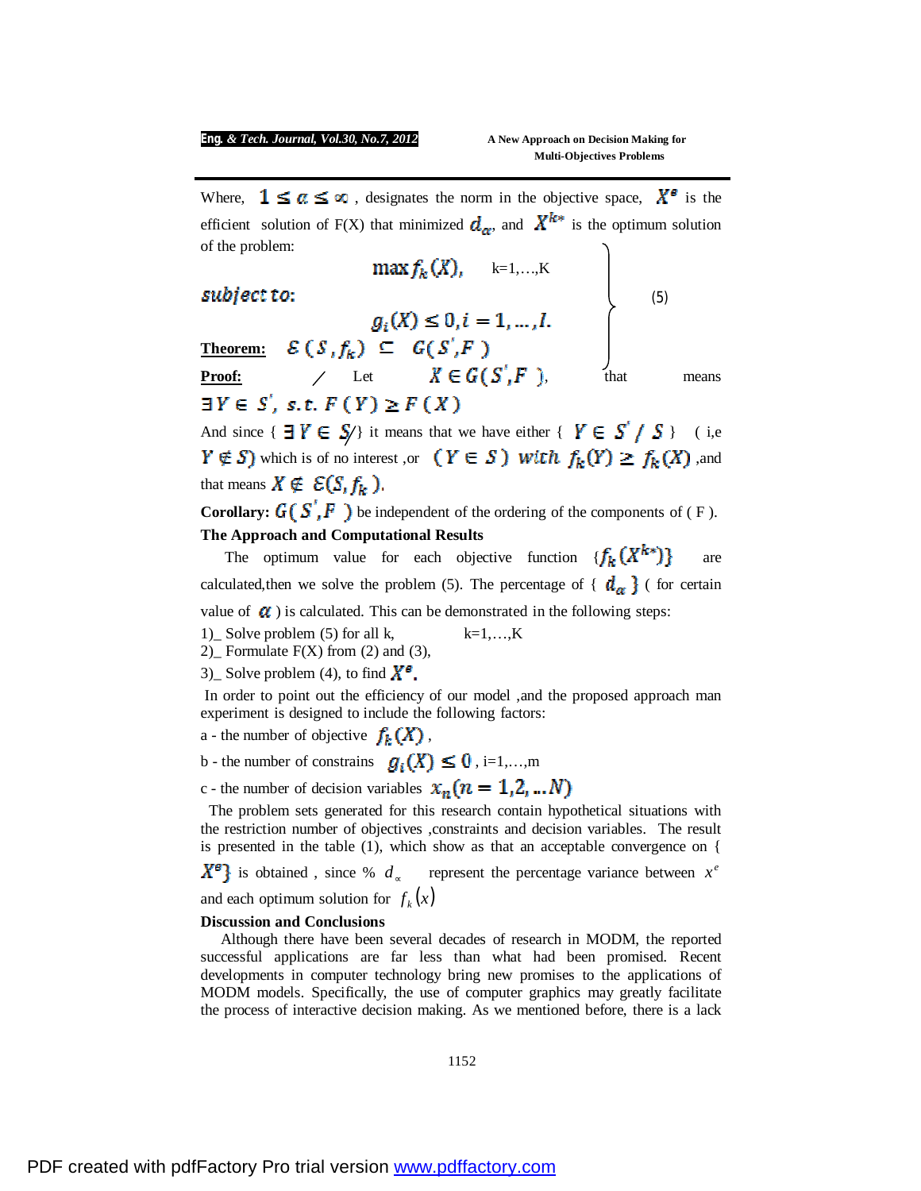Where, $1 \leq \alpha \leq \infty$ , designates the norm in the objective space, $X^e$ is the efficient solution of F(X) that minimized $d_\alpha$, and $X^{k*}$ is the optimum solution of the problem:

$$\left.\begin{array}{ll} \max f_k(X), & k=1,\ldots,K \\ \textit{subject to:} & \\ g_i(X) \leq 0, i = 1, \ldots, l. & \end{array}\right\} \quad (5)$$

**Theorem:** $\mathcal{E}(S, f_k) \subseteq G(S', F)$

**Proof:** / Let $X \in G(S', F)$, that means $\exists Y \in S',\ s.t.\ F(Y) \geq F(X)$

And since { $\exists Y \in S$/} it means that we have either { $Y \in S' / S$ } ( i,e $Y \notin S$) which is of no interest ,or $(Y \in S)$ *with* $f_k(Y) \geq f_k(X)$ ,and that means $X \notin \mathcal{E}(S, f_k)$.

**Corollary:** $G(S', F)$ be independent of the ordering of the components of ( F ).

**The Approach and Computational Results**

The optimum value for each objective function $\{f_k(X^{k*})\}$ are calculated,then we solve the problem (5). The percentage of { $d_\alpha$ } ( for certain value of $\alpha$ ) is calculated. This can be demonstrated in the following steps:

1)_ Solve problem (5) for all k, k=1,…,K

2)_ Formulate F(X) from (2) and (3),

3)_ Solve problem (4), to find $X^e$.

In order to point out the efficiency of our model ,and the proposed approach man experiment is designed to include the following factors:

a - the number of objective $f_k(X)$ ,

b - the number of constrains $g_i(X) \leq 0$ , i=1,…,m

c - the number of decision variables $x_n (n = 1, 2, \ldots N)$

The problem sets generated for this research contain hypothetical situations with the restriction number of objectives ,constraints and decision variables. The result is presented in the table (1), which show as that an acceptable convergence on { $X^e$} is obtained , since % $d_\alpha$ represent the percentage variance between $x^e$ and each optimum solution for $f_k(x)$

**Discussion and Conclusions**

Although there have been several decades of research in MODM, the reported successful applications are far less than what had been promised. Recent developments in computer technology bring new promises to the applications of MODM models. Specifically, the use of computer graphics may greatly facilitate the process of interactive decision making. As we mentioned before, there is a lack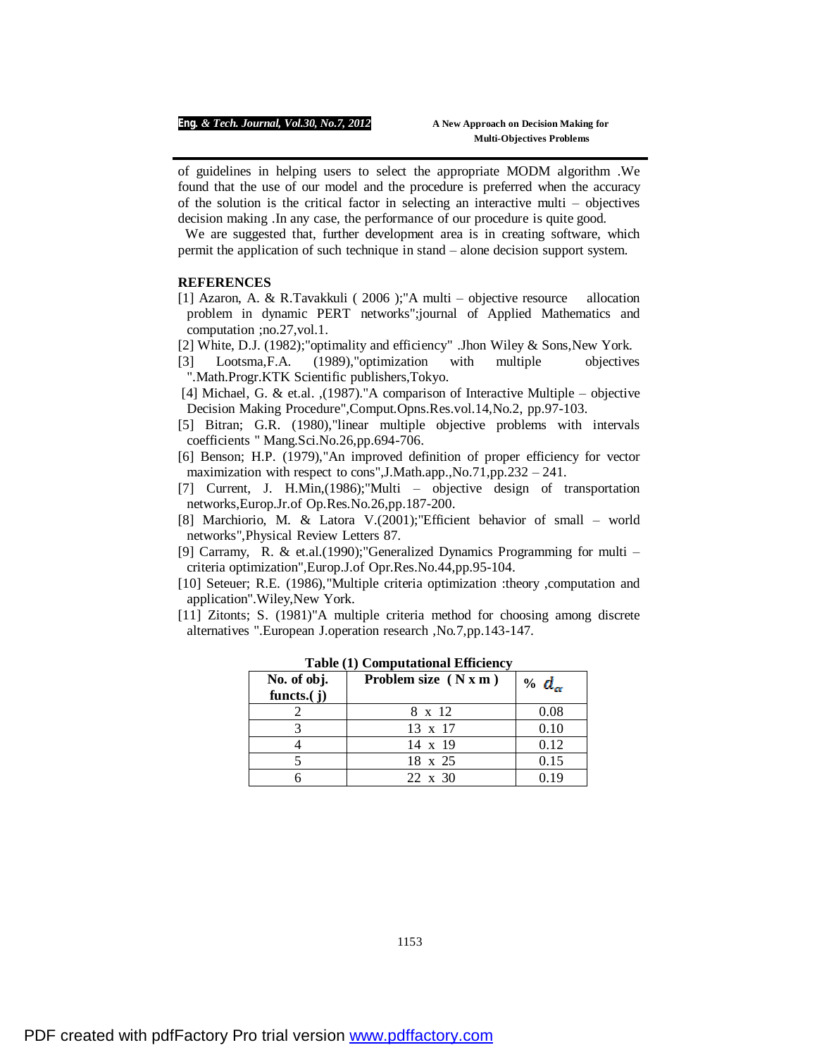of guidelines in helping users to select the appropriate MODM algorithm .We found that the use of our model and the procedure is preferred when the accuracy of the solution is the critical factor in selecting an interactive multi – objectives decision making .In any case, the performance of our procedure is quite good.

We are suggested that, further development area is in creating software, which permit the application of such technique in stand – alone decision support system.

## REFERENCES

[1] Azaron, A. & R.Tavakkuli ( 2006 );"A multi – objective resource allocation problem in dynamic PERT networks";journal of Applied Mathematics and computation ;no.27,vol.1.

[2] White, D.J. (1982);"optimality and efficiency" .Jhon Wiley & Sons,New York.

[3] Lootsma,F.A. (1989),"optimization with multiple objectives ".Math.Progr.KTK Scientific publishers,Tokyo.

[4] Michael, G. & et.al. ,(1987)."A comparison of Interactive Multiple – objective Decision Making Procedure",Comput.Opns.Res.vol.14,No.2, pp.97-103.

[5] Bitran; G.R. (1980),"linear multiple objective problems with intervals coefficients " Mang.Sci.No.26,pp.694-706.

[6] Benson; H.P. (1979),"An improved definition of proper efficiency for vector maximization with respect to cons",J.Math.app.,No.71,pp.232 – 241.

[7] Current, J. H.Min,(1986);"Multi – objective design of transportation networks,Europ.Jr.of Op.Res.No.26,pp.187-200.

[8] Marchiorio, M. & Latora V.(2001);"Efficient behavior of small – world networks",Physical Review Letters 87.

[9] Carramy, R. & et.al.(1990);"Generalized Dynamics Programming for multi – criteria optimization",Europ.J.of Opr.Res.No.44,pp.95-104.

[10] Seteuer; R.E. (1986),"Multiple criteria optimization :theory ,computation and application".Wiley,New York.

[11] Zitonts; S. (1981)"A multiple criteria method for choosing among discrete alternatives ".European J.operation research ,No.7,pp.143-147.

**Table (1) Computational Efficiency**

| No. of obj. functs.( j) | Problem size ( N x m ) | % $d_\alpha$ |
|---|---|---|
| 2 | 8 x 12 | 0.08 |
| 3 | 13 x 17 | 0.10 |
| 4 | 14 x 19 | 0.12 |
| 5 | 18 x 25 | 0.15 |
| 6 | 22 x 30 | 0.19 |